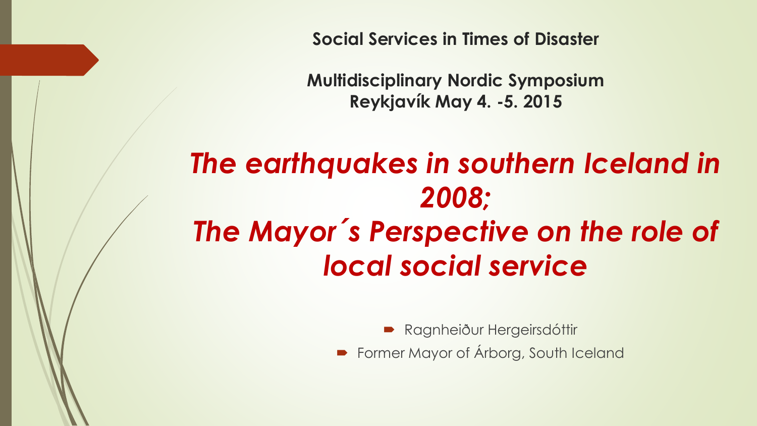**Social Services in Times of Disaster**

**Multidisciplinary Nordic Symposium**
**Reykjavík May 4. -5. 2015**

# *The earthquakes in southern Iceland in 2008; The Mayor´s Perspective on the role of local social service*

- Ragnheiður Hergeirsdóttir
- Former Mayor of Árborg, South Iceland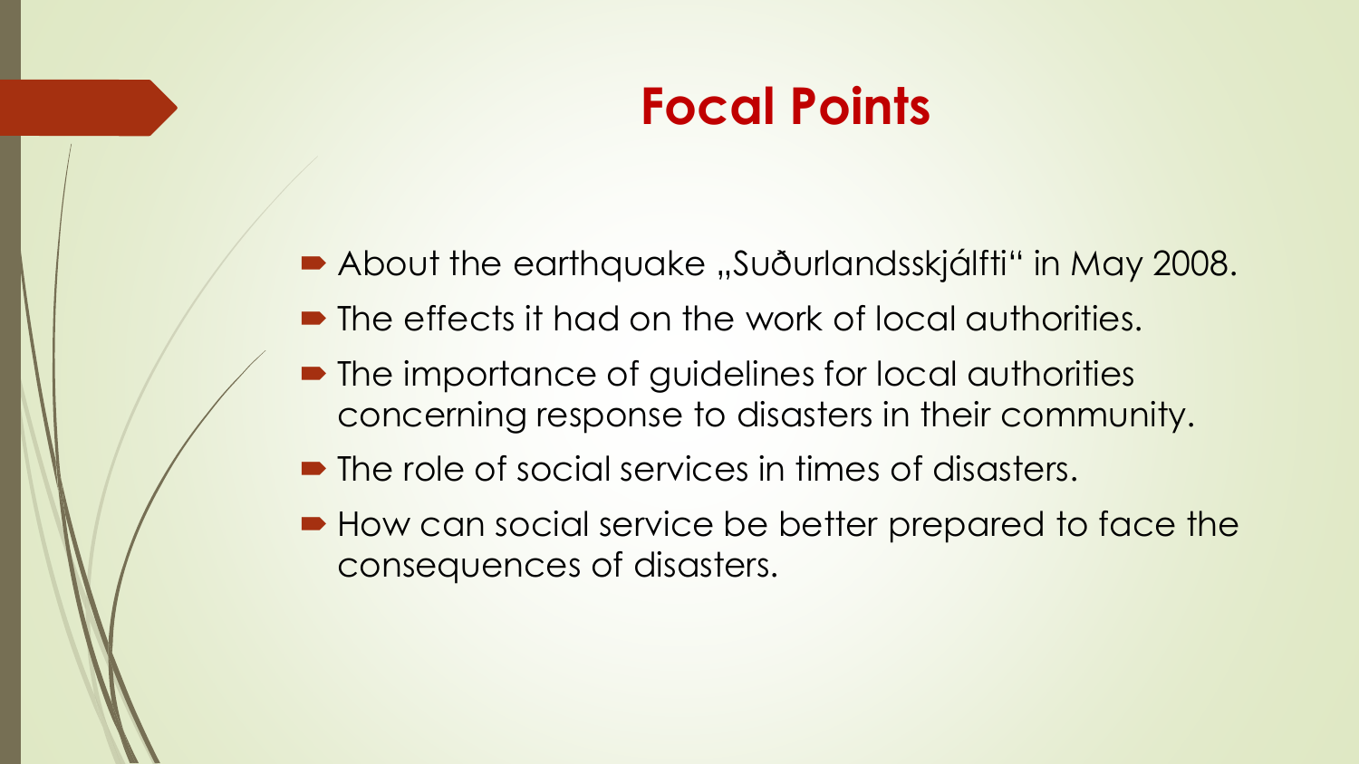# Focal Points

- About the earthquake „Suðurlandsskjálfti“ in May 2008.
- The effects it had on the work of local authorities.
- The importance of guidelines for local authorities concerning response to disasters in their community.
- The role of social services in times of disasters.
- How can social service be better prepared to face the consequences of disasters.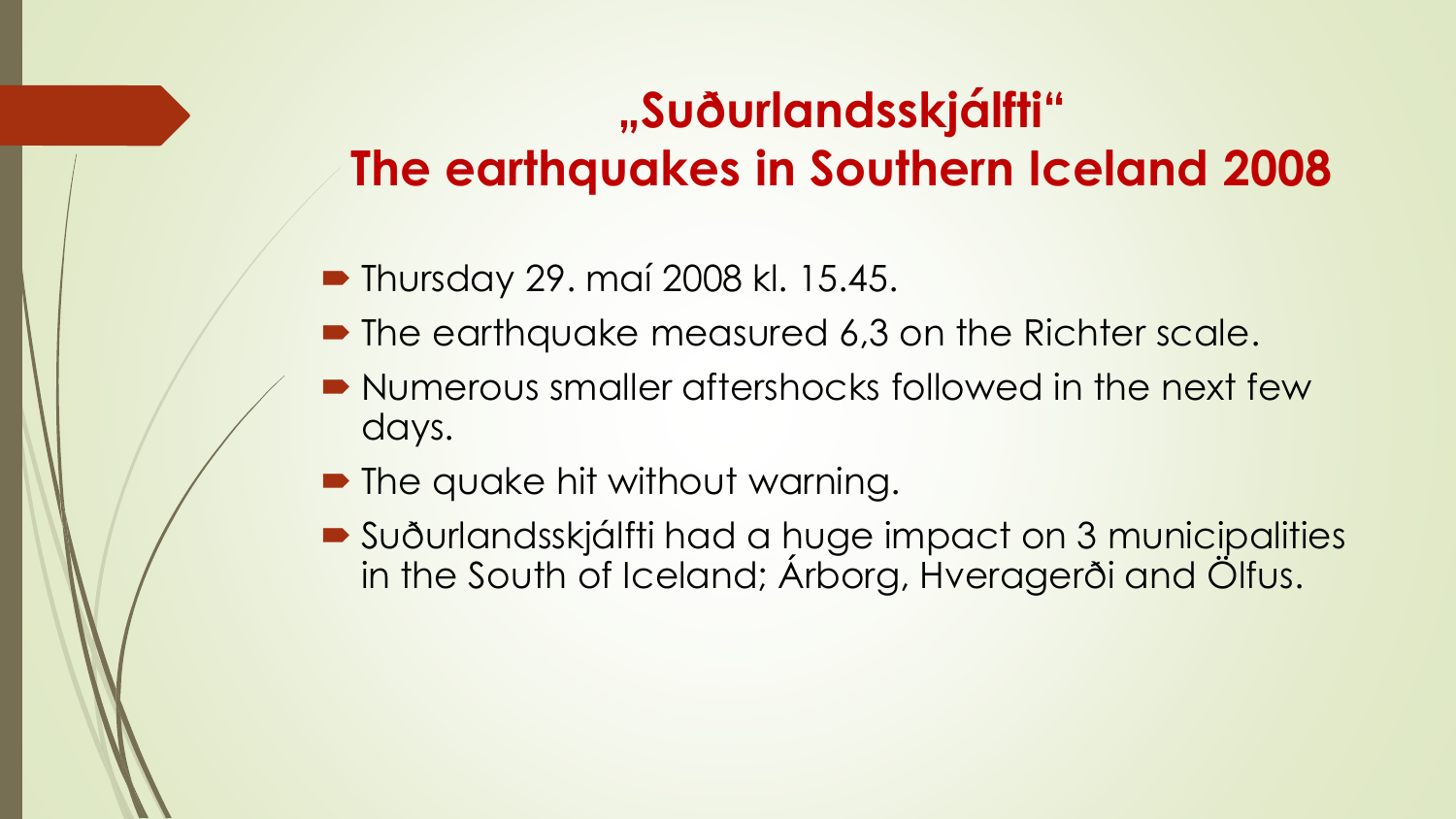## „Suðurlandsskjálfti“ The earthquakes in Southern Iceland 2008

- Thursday 29. maí 2008 kl. 15.45.
- The earthquake measured 6,3 on the Richter scale.
- Numerous smaller aftershocks followed in the next few days.
- The quake hit without warning.
- Suðurlandsskjálfti had a huge impact on 3 municipalities in the South of Iceland; Árborg, Hveragerði and Ölfus.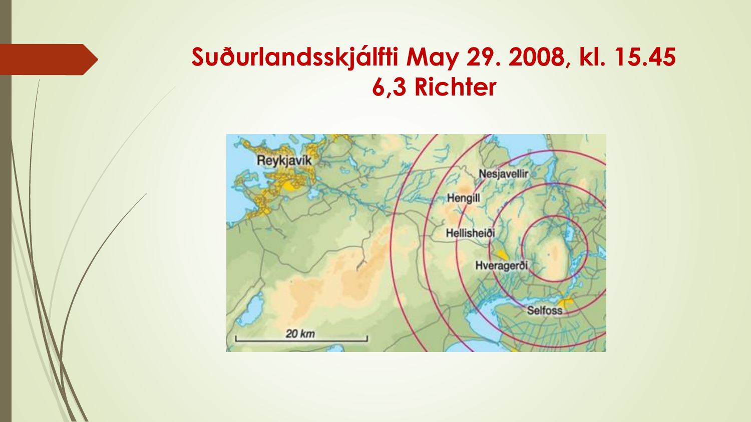# Suðurlandsskjálfti May 29. 2008, kl. 15.45
# 6,3 Richter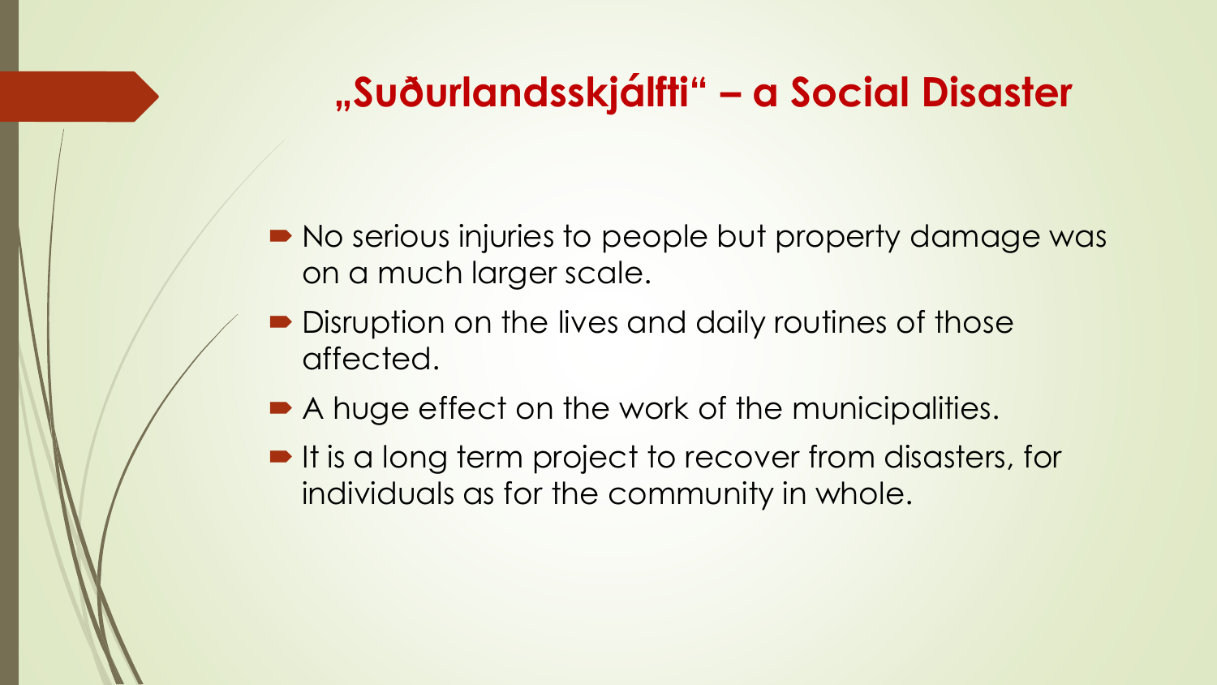# „Suðurlandsskjálfti“ – a Social Disaster

- No serious injuries to people but property damage was on a much larger scale.
- Disruption on the lives and daily routines of those affected.
- A huge effect on the work of the municipalities.
- It is a long term project to recover from disasters, for individuals as for the community in whole.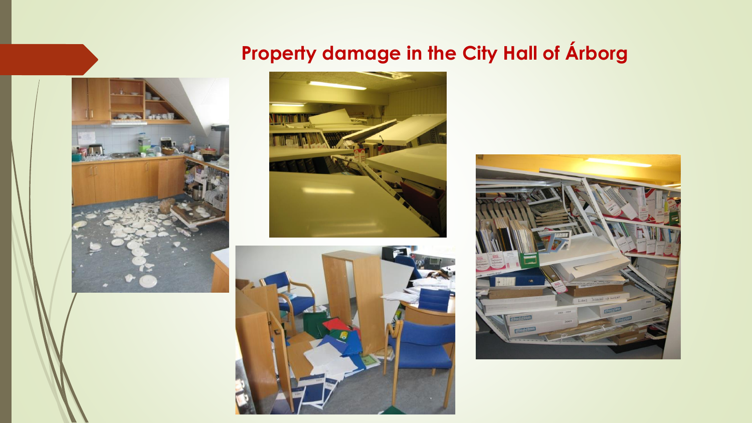## Property damage in the City Hall of Árborg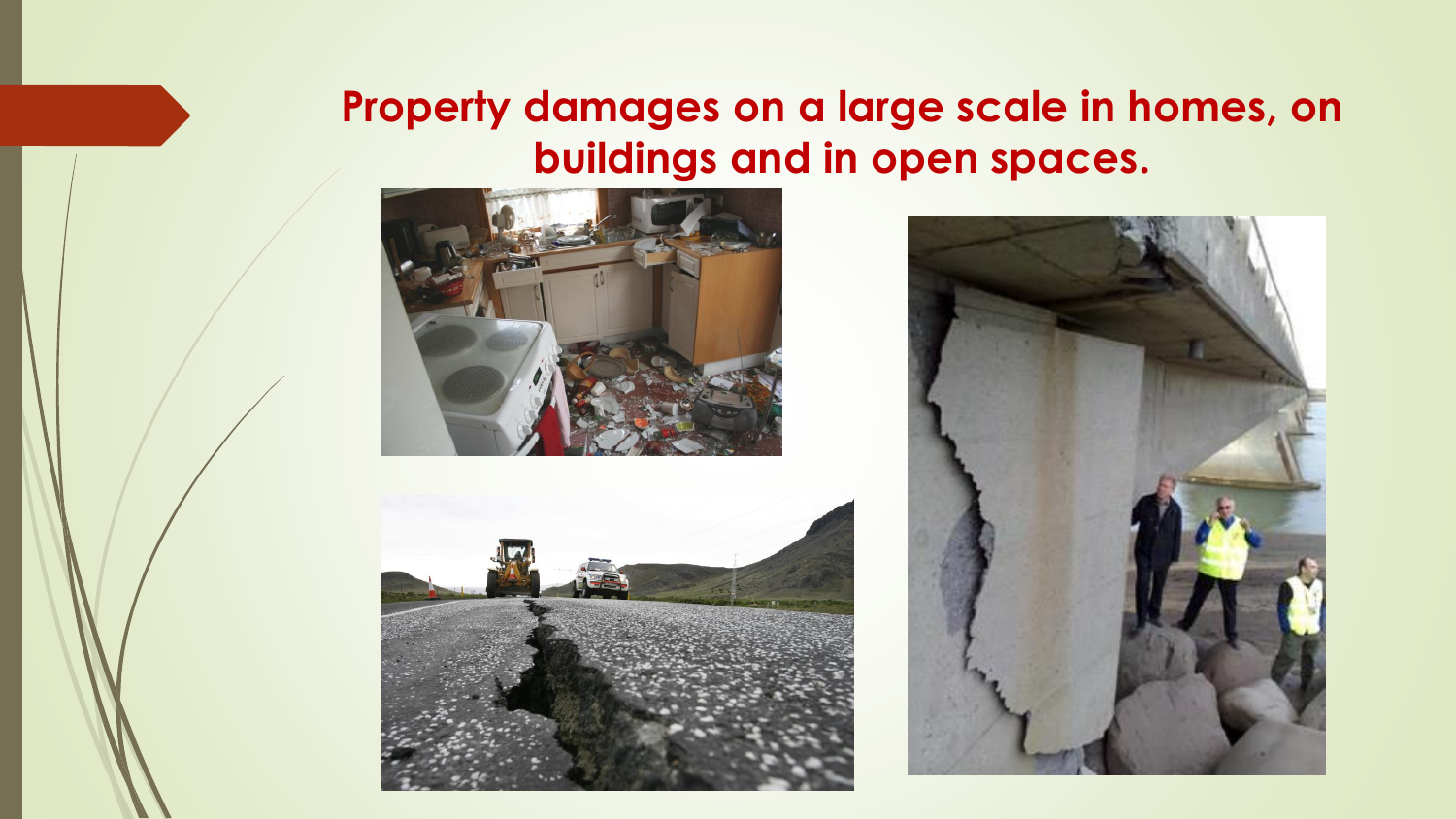## Property damages on a large scale in homes, on buildings and in open spaces.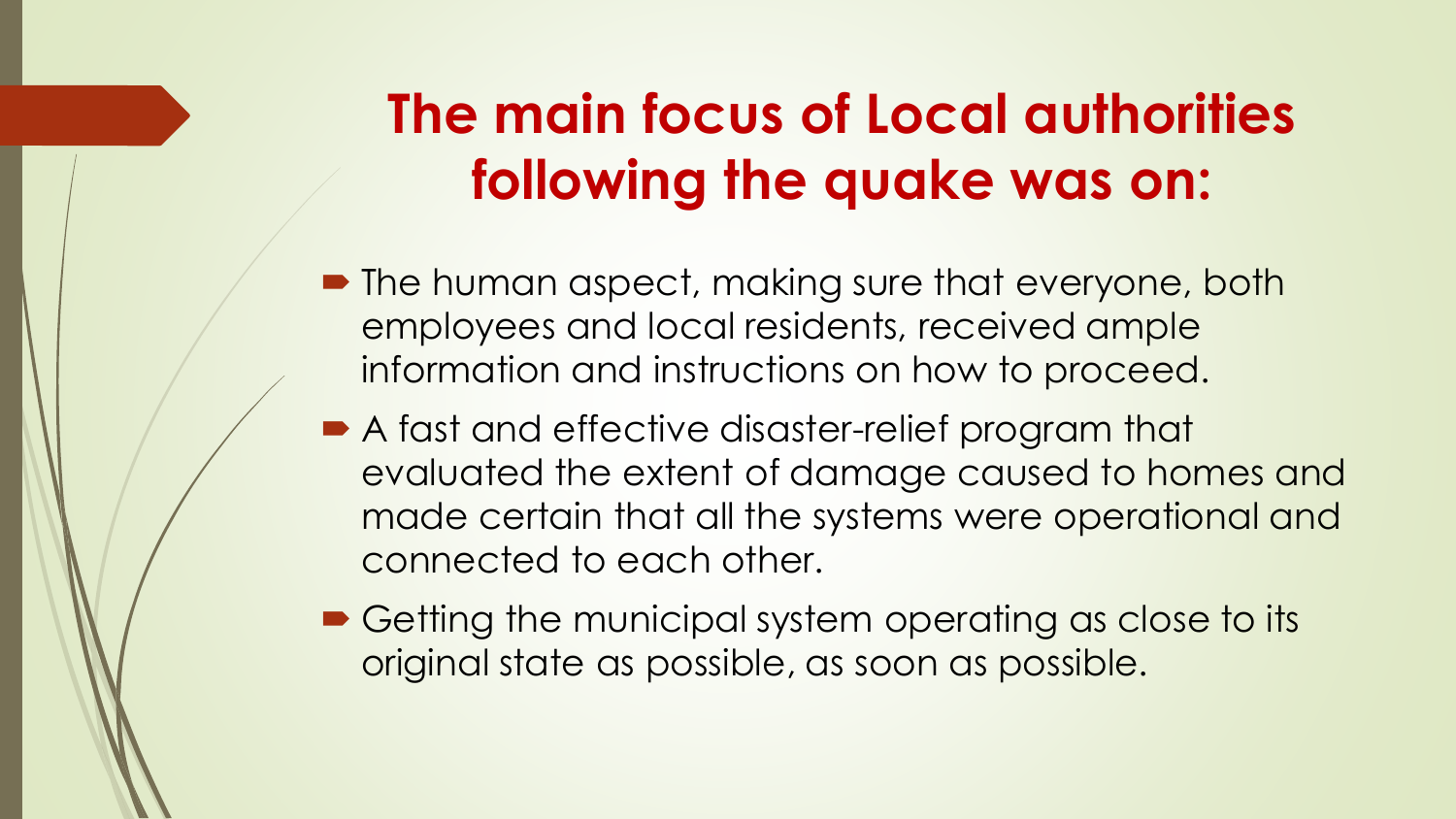# The main focus of Local authorities following the quake was on:

- The human aspect, making sure that everyone, both employees and local residents, received ample information and instructions on how to proceed.
- A fast and effective disaster-relief program that evaluated the extent of damage caused to homes and made certain that all the systems were operational and connected to each other.
- Getting the municipal system operating as close to its original state as possible, as soon as possible.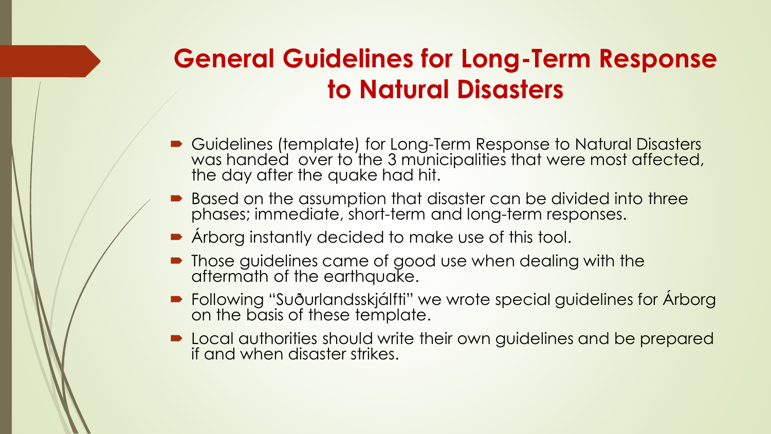# General Guidelines for Long-Term Response to Natural Disasters

- Guidelines (template) for Long-Term Response to Natural Disasters was handed over to the 3 municipalities that were most affected, the day after the quake had hit.
- Based on the assumption that disaster can be divided into three phases; immediate, short-term and long-term responses.
- Árborg instantly decided to make use of this tool.
- Those guidelines came of good use when dealing with the aftermath of the earthquake.
- Following "Suðurlandsskjálfti" we wrote special guidelines for Árborg on the basis of these template.
- Local authorities should write their own guidelines and be prepared if and when disaster strikes.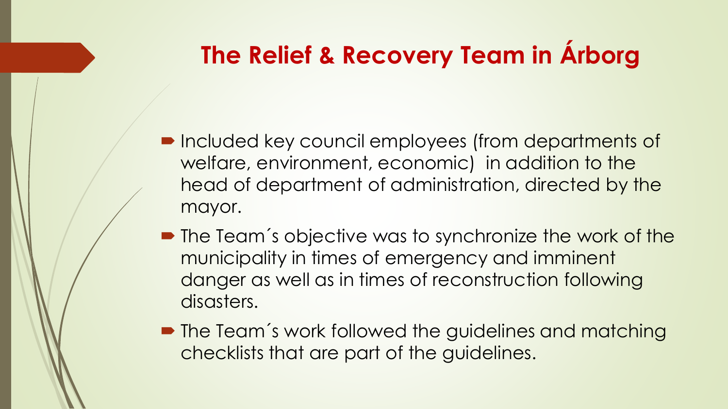# The Relief & Recovery Team in Árborg

- Included key council employees (from departments of welfare, environment, economic) in addition to the head of department of administration, directed by the mayor.
- The Team´s objective was to synchronize the work of the municipality in times of emergency and imminent danger as well as in times of reconstruction following disasters.
- The Team´s work followed the guidelines and matching checklists that are part of the guidelines.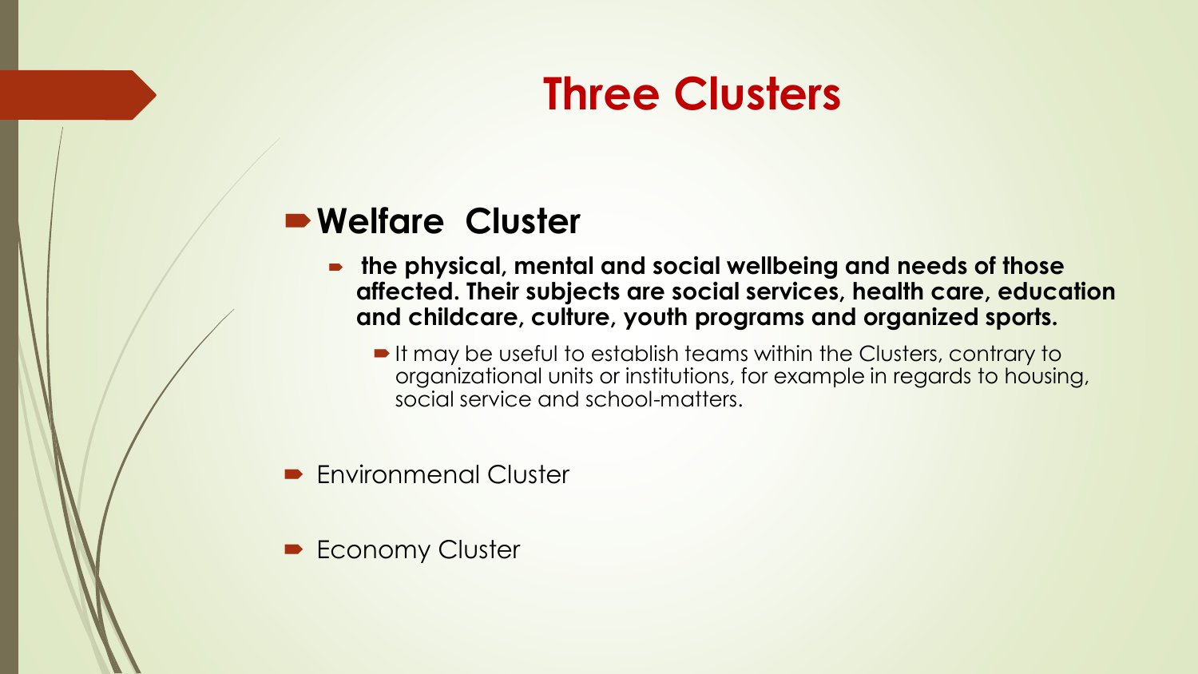# Three Clusters

- **Welfare Cluster**
  - **the physical, mental and social wellbeing and needs of those affected. Their subjects are social services, health care, education and childcare, culture, youth programs and organized sports.**
    - It may be useful to establish teams within the Clusters, contrary to organizational units or institutions, for example in regards to housing, social service and school-matters.
- Environmenal Cluster
- Economy Cluster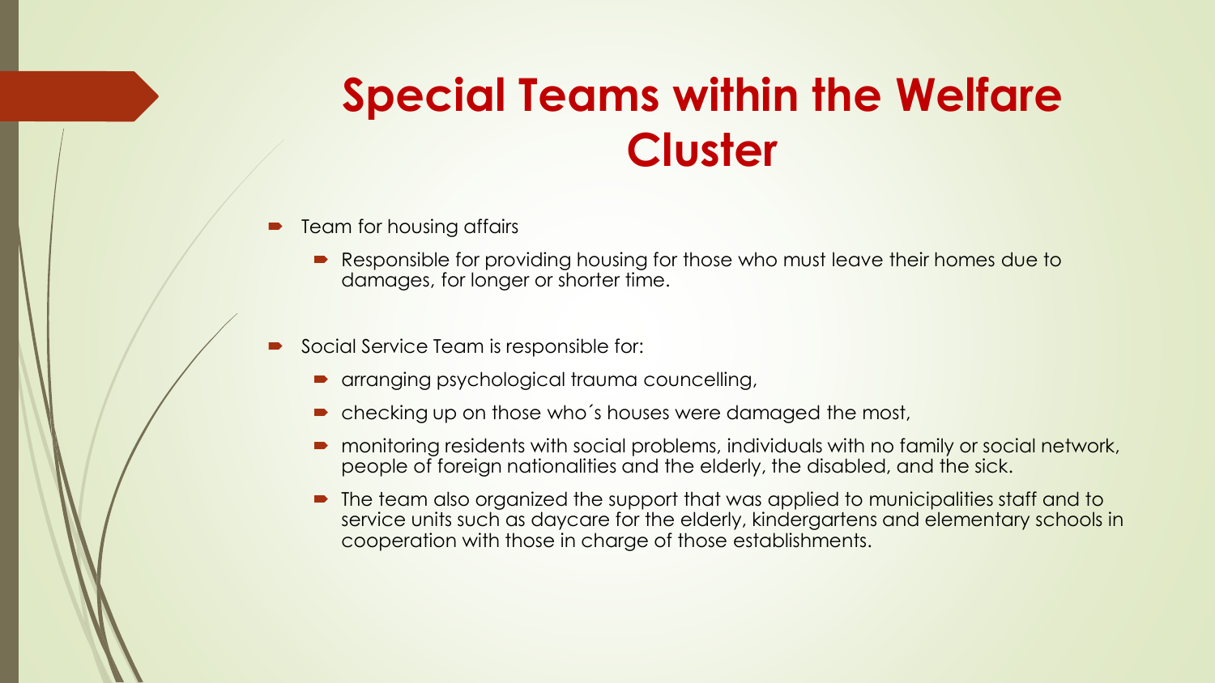# Special Teams within the Welfare Cluster

- Team for housing affairs
  - Responsible for providing housing for those who must leave their homes due to damages, for longer or shorter time.

- Social Service Team is responsible for:
  - arranging psychological trauma councelling,
  - checking up on those who´s houses were damaged the most,
  - monitoring residents with social problems, individuals with no family or social network, people of foreign nationalities and the elderly, the disabled, and the sick.
  - The team also organized the support that was applied to municipalities staff and to service units such as daycare for the elderly, kindergartens and elementary schools in cooperation with those in charge of those establishments.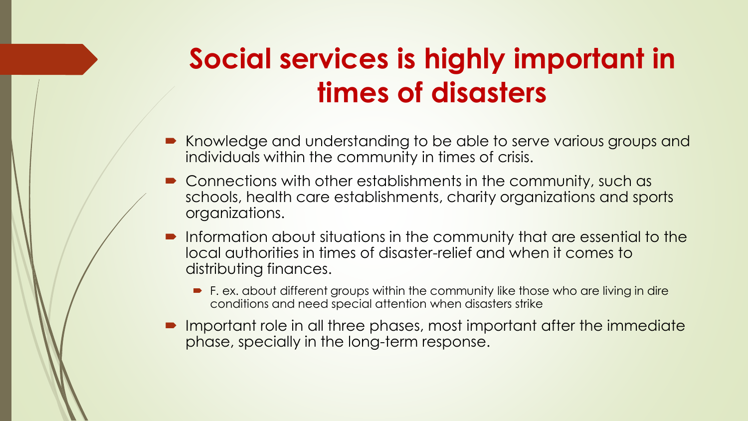# Social services is highly important in times of disasters

- Knowledge and understanding to be able to serve various groups and individuals within the community in times of crisis.
- Connections with other establishments in the community, such as schools, health care establishments, charity organizations and sports organizations.
- Information about situations in the community that are essential to the local authorities in times of disaster-relief and when it comes to distributing finances.
  - F. ex. about different groups within the community like those who are living in dire conditions and need special attention when disasters strike
- Important role in all three phases, most important after the immediate phase, specially in the long-term response.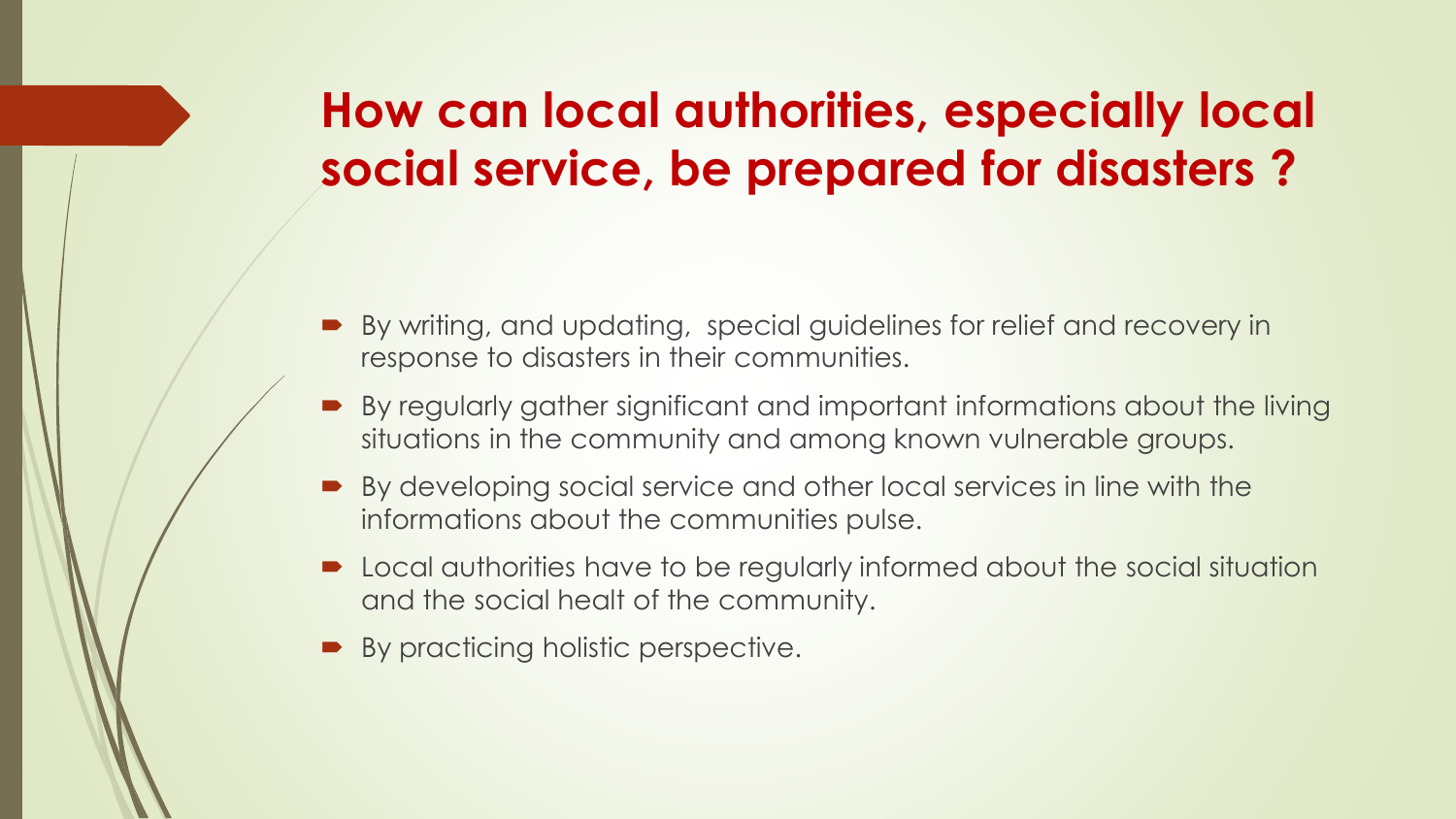# How can local authorities, especially local social service, be prepared for disasters ?

- By writing, and updating, special guidelines for relief and recovery in response to disasters in their communities.
- By regularly gather significant and important informations about the living situations in the community and among known vulnerable groups.
- By developing social service and other local services in line with the informations about the communities pulse.
- Local authorities have to be regularly informed about the social situation and the social healt of the community.
- By practicing holistic perspective.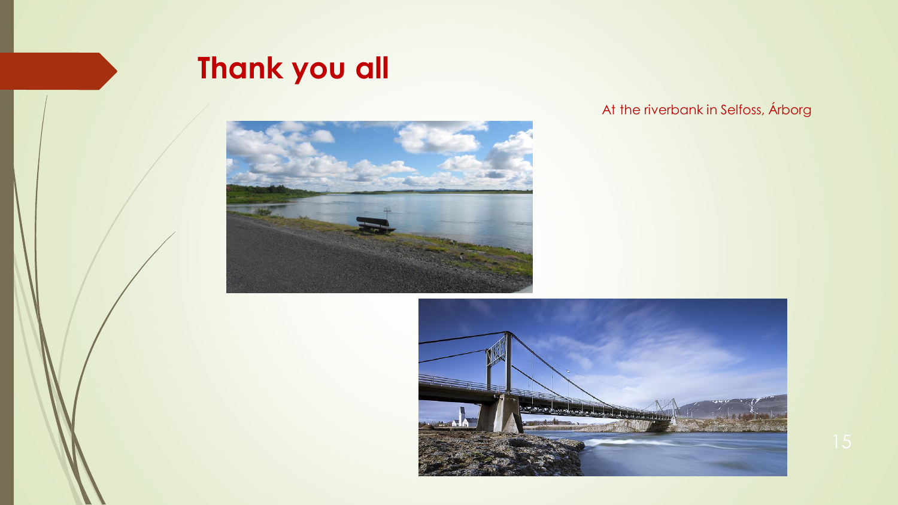# Thank you all

At the riverbank in Selfoss, Árborg